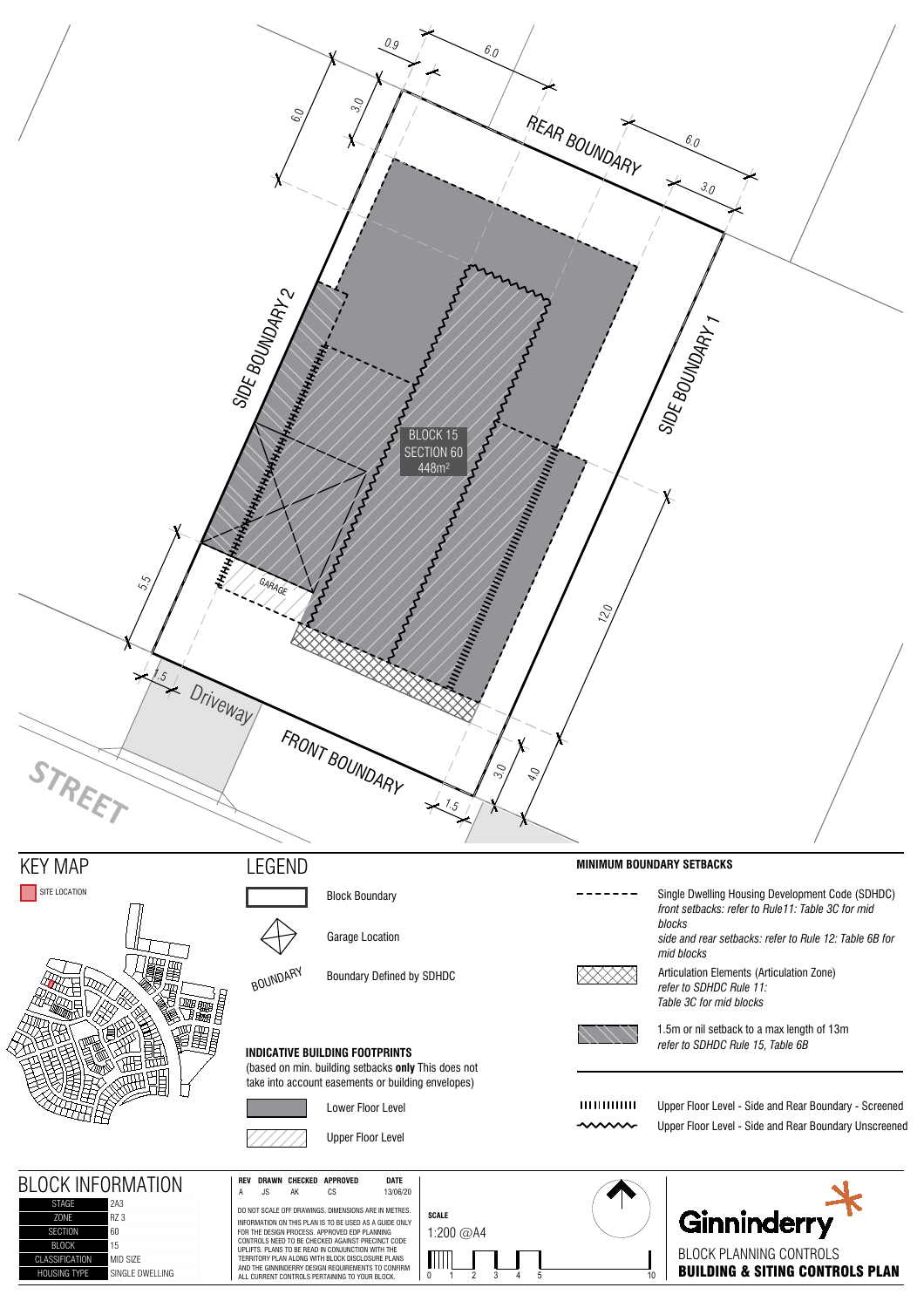REAR BOUNDARY

SIDE BOUNDARY 2

SIDE BOUNDARY 1

FRONT BOUNDARY

STREET

Driveway

GARAGE

BLOCK 15
SECTION 60
448m²

0.9 6.0 6.0 3.0 6.0 3.0 5.5 1.5 12.0 3.0 4.0 1.5

## KEY MAP

SITE LOCATION

## LEGEND

Block Boundary

Garage Location

BOUNDARY — Boundary Defined by SDHDC

**INDICATIVE BUILDING FOOTPRINTS**
(based on min. building setbacks **only** This does not take into account easements or building envelopes)

Lower Floor Level

Upper Floor Level

**MINIMUM BOUNDARY SETBACKS**

Single Dwelling Housing Development Code (SDHDC)
*front setbacks: refer to Rule11: Table 3C for mid blocks*
*side and rear setbacks: refer to Rule 12: Table 6B for mid blocks*

Articulation Elements (Articulation Zone)
*refer to SDHDC Rule 11: Table 3C for mid blocks*

1.5m or nil setback to a max length of 13m
*refer to SDHDC Rule 15, Table 6B*

Upper Floor Level - Side and Rear Boundary - Screened

Upper Floor Level - Side and Rear Boundary Unscreened

## BLOCK INFORMATION

| STAGE | 2A3 |
|---|---|
| ZONE | RZ 3 |
| SECTION | 60 |
| BLOCK | 15 |
| CLASSIFICATION | MID SIZE |
| HOUSING TYPE | SINGLE DWELLING |

| REV | DRAWN | CHECKED | APPROVED | DATE |
|---|---|---|---|---|
| A | JS | AK | CS | 13/06/20 |

DO NOT SCALE OFF DRAWINGS. DIMENSIONS ARE IN METRES.
INFORMATION ON THIS PLAN IS TO BE USED AS A GUIDE ONLY FOR THE DESIGN PROCESS. APPROVED EDP PLANNING CONTROLS NEED TO BE CHECKED AGAINST PRECINCT CODE UPLIFTS. PLANS TO BE READ IN CONJUNCTION WITH THE TERRITORY PLAN ALONG WITH BLOCK DISCLOSURE PLANS AND THE GINNINDERRY DESIGN REQUIREMENTS TO CONFIRM ALL CURRENT CONTROLS PERTAINING TO YOUR BLOCK.

**SCALE**
1:200 @A4

0 1 2 3 4 5 10

Ginninderry

BLOCK PLANNING CONTROLS
**BUILDING & SITING CONTROLS PLAN**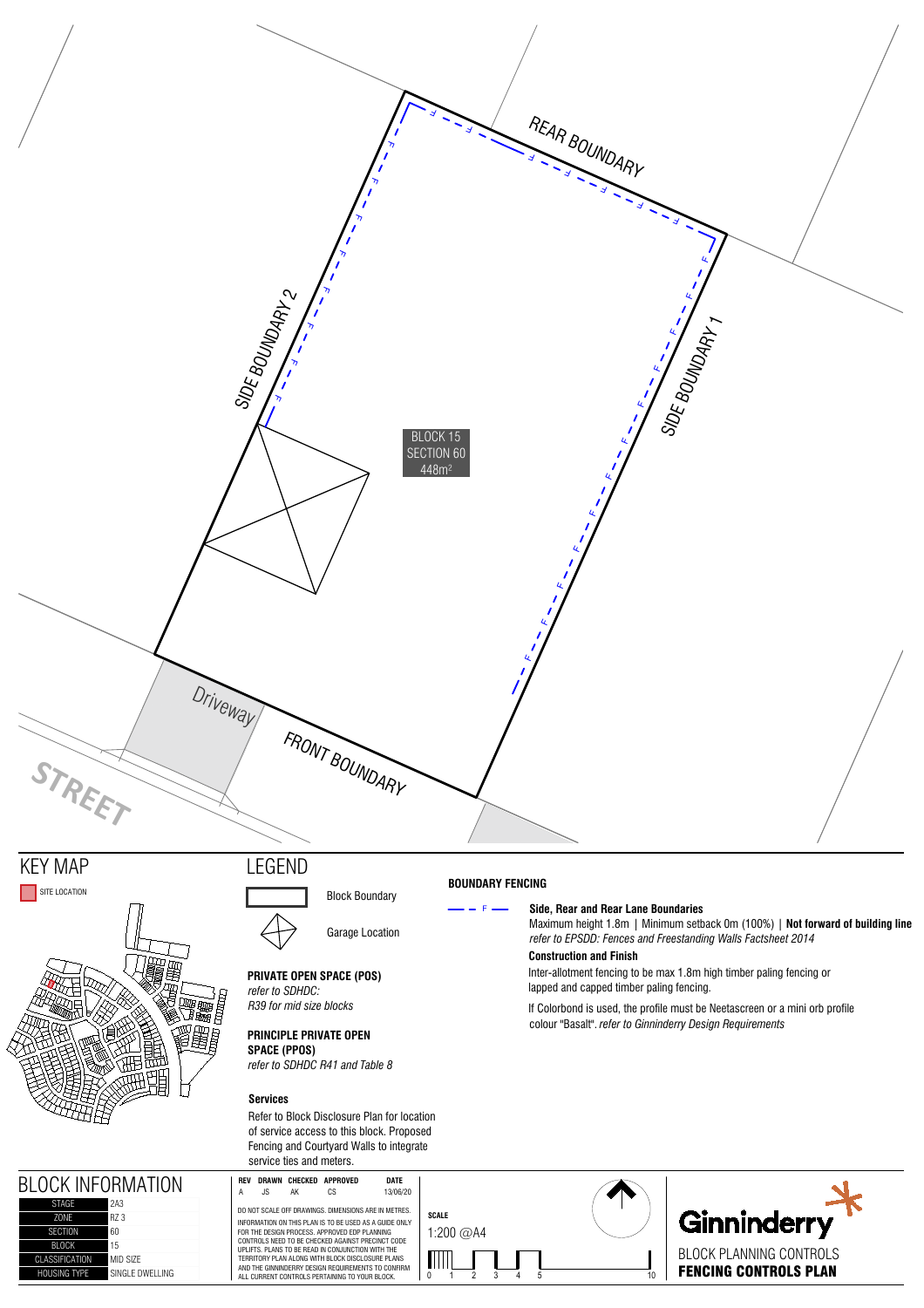REAR BOUNDARY

SIDE BOUNDARY 2

SIDE BOUNDARY 1

BLOCK 15
SECTION 60
448m²

Driveway

FRONT BOUNDARY

STREET

## KEY MAP

SITE LOCATION

## LEGEND

Block Boundary

Garage Location

**PRIVATE OPEN SPACE (POS)**
*refer to SDHDC:*
*R39 for mid size blocks*

**PRINCIPLE PRIVATE OPEN SPACE (PPOS)**
*refer to SDHDC R41 and Table 8*

**Services**

Refer to Block Disclosure Plan for location of service access to this block. Proposed Fencing and Courtyard Walls to integrate service ties and meters.

**BOUNDARY FENCING**

**Side, Rear and Rear Lane Boundaries**

Maximum height 1.8m | Minimum setback 0m (100%) | **Not forward of building line**
*refer to EPSDD: Fences and Freestanding Walls Factsheet 2014*

**Construction and Finish**

Inter-allotment fencing to be max 1.8m high timber paling fencing or lapped and capped timber paling fencing.

If Colorbond is used, the profile must be Neetascreen or a mini orb profile colour "Basalt". *refer to Ginninderry Design Requirements*

## BLOCK INFORMATION

| | |
|---|---|
| STAGE | 2A3 |
| ZONE | RZ 3 |
| SECTION | 60 |
| BLOCK | 15 |
| CLASSIFICATION | MID SIZE |
| HOUSING TYPE | SINGLE DWELLING |

| REV | DRAWN | CHECKED | APPROVED | DATE |
|---|---|---|---|---|
| A | JS | AK | CS | 13/06/20 |

DO NOT SCALE OFF DRAWINGS. DIMENSIONS ARE IN METRES.
INFORMATION ON THIS PLAN IS TO BE USED AS A GUIDE ONLY FOR THE DESIGN PROCESS. APPROVED EDP PLANNING CONTROLS NEED TO BE CHECKED AGAINST PRECINCT CODE UPLIFTS. PLANS TO BE READ IN CONJUNCTION WITH THE TERRITORY PLAN ALONG WITH BLOCK DISCLOSURE PLANS AND THE GINNINDERRY DESIGN REQUIREMENTS TO CONFIRM ALL CURRENT CONTROLS PERTAINING TO YOUR BLOCK.

**SCALE**
1:200 @A4

0 1 2 3 4 5 10

Ginninderry

BLOCK PLANNING CONTROLS
**FENCING CONTROLS PLAN**